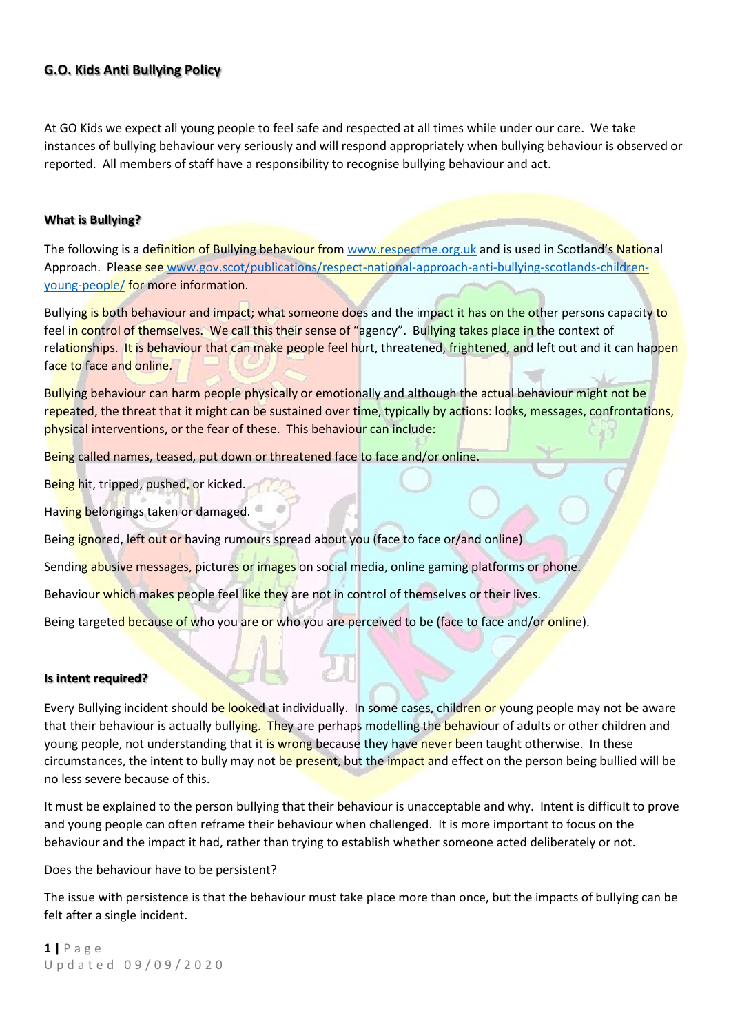## G.O. Kids Anti Bullying Policy

At GO Kids we expect all young people to feel safe and respected at all times while under our care. We take instances of bullying behaviour very seriously and will respond appropriately when bullying behaviour is observed or reported. All members of staff have a responsibility to recognise bullying behaviour and act.

### What is Bullying?

The following is a definition of Bullying behaviour from www.respectme.org.uk and is used in Scotland's National Approach. Please see www.gov.scot/publications/respect-national-approach-anti-bullying-scotlands-children-young-people/ for more information.

Bullying is both behaviour and impact; what someone does and the impact it has on the other persons capacity to feel in control of themselves. We call this their sense of "agency". Bullying takes place in the context of relationships. It is behaviour that can make people feel hurt, threatened, frightened, and left out and it can happen face to face and online.

Bullying behaviour can harm people physically or emotionally and although the actual behaviour might not be repeated, the threat that it might can be sustained over time, typically by actions: looks, messages, confrontations, physical interventions, or the fear of these. This behaviour can include:

Being called names, teased, put down or threatened face to face and/or online.

Being hit, tripped, pushed, or kicked.

Having belongings taken or damaged.

Being ignored, left out or having rumours spread about you (face to face or/and online)

Sending abusive messages, pictures or images on social media, online gaming platforms or phone.

Behaviour which makes people feel like they are not in control of themselves or their lives.

Being targeted because of who you are or who you are perceived to be (face to face and/or online).

### Is intent required?

Every Bullying incident should be looked at individually. In some cases, children or young people may not be aware that their behaviour is actually bullying. They are perhaps modelling the behaviour of adults or other children and young people, not understanding that it is wrong because they have never been taught otherwise. In these circumstances, the intent to bully may not be present, but the impact and effect on the person being bullied will be no less severe because of this.

It must be explained to the person bullying that their behaviour is unacceptable and why. Intent is difficult to prove and young people can often reframe their behaviour when challenged. It is more important to focus on the behaviour and the impact it had, rather than trying to establish whether someone acted deliberately or not.

Does the behaviour have to be persistent?

The issue with persistence is that the behaviour must take place more than once, but the impacts of bullying can be felt after a single incident.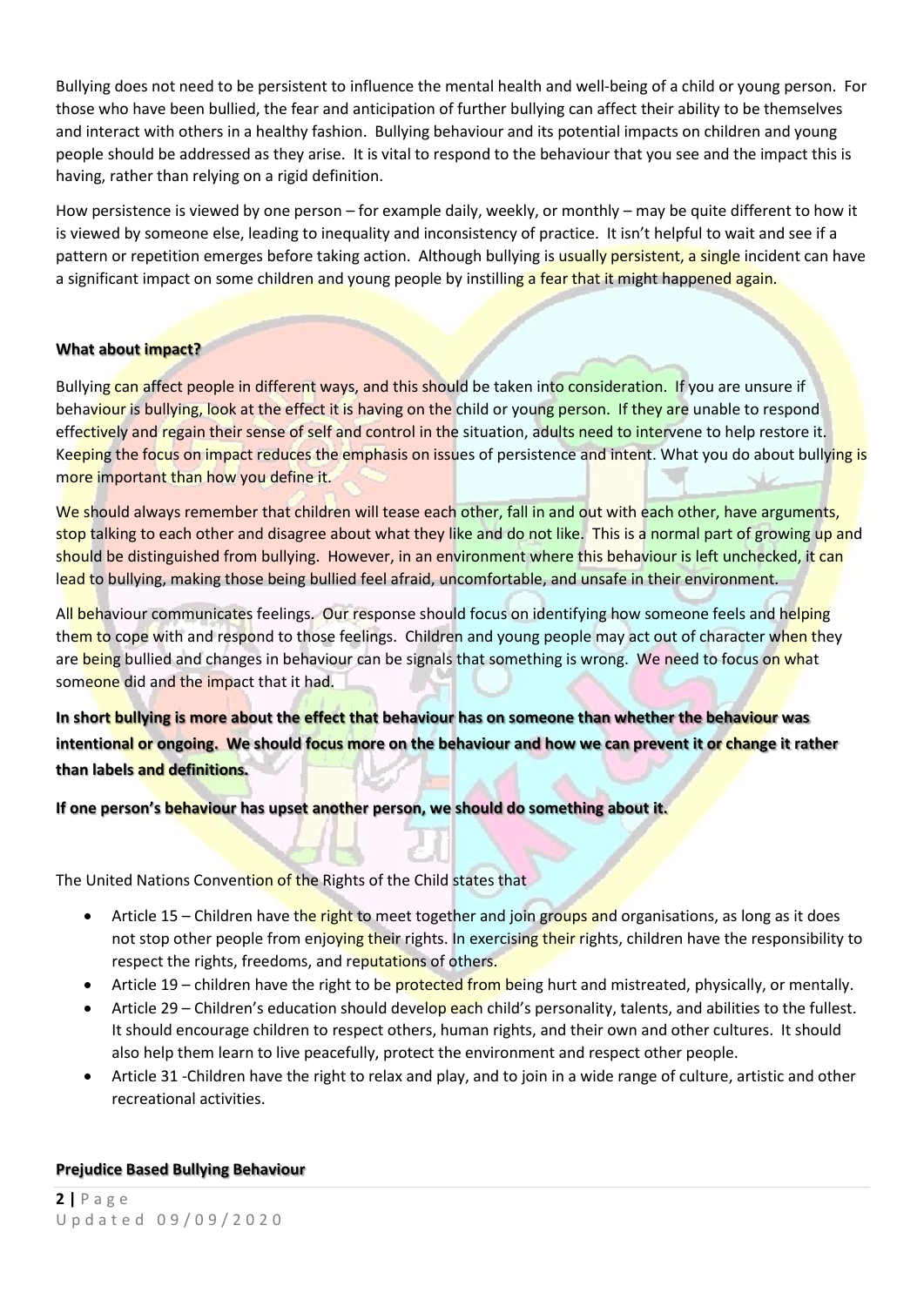Bullying does not need to be persistent to influence the mental health and well-being of a child or young person. For those who have been bullied, the fear and anticipation of further bullying can affect their ability to be themselves and interact with others in a healthy fashion. Bullying behaviour and its potential impacts on children and young people should be addressed as they arise. It is vital to respond to the behaviour that you see and the impact this is having, rather than relying on a rigid definition.

How persistence is viewed by one person – for example daily, weekly, or monthly – may be quite different to how it is viewed by someone else, leading to inequality and inconsistency of practice. It isn't helpful to wait and see if a pattern or repetition emerges before taking action. Although bullying is usually persistent, a single incident can have a significant impact on some children and young people by instilling a fear that it might happened again.

**What about impact?**

Bullying can affect people in different ways, and this should be taken into consideration. If you are unsure if behaviour is bullying, look at the effect it is having on the child or young person. If they are unable to respond effectively and regain their sense of self and control in the situation, adults need to intervene to help restore it. Keeping the focus on impact reduces the emphasis on issues of persistence and intent. What you do about bullying is more important than how you define it.

We should always remember that children will tease each other, fall in and out with each other, have arguments, stop talking to each other and disagree about what they like and do not like. This is a normal part of growing up and should be distinguished from bullying. However, in an environment where this behaviour is left unchecked, it can lead to bullying, making those being bullied feel afraid, uncomfortable, and unsafe in their environment.

All behaviour communicates feelings. Our response should focus on identifying how someone feels and helping them to cope with and respond to those feelings. Children and young people may act out of character when they are being bullied and changes in behaviour can be signals that something is wrong. We need to focus on what someone did and the impact that it had.

**In short bullying is more about the effect that behaviour has on someone than whether the behaviour was intentional or ongoing. We should focus more on the behaviour and how we can prevent it or change it rather than labels and definitions.**

**If one person's behaviour has upset another person, we should do something about it.**

The United Nations Convention of the Rights of the Child states that

- Article 15 – Children have the right to meet together and join groups and organisations, as long as it does not stop other people from enjoying their rights. In exercising their rights, children have the responsibility to respect the rights, freedoms, and reputations of others.
- Article 19 – children have the right to be protected from being hurt and mistreated, physically, or mentally.
- Article 29 – Children's education should develop each child's personality, talents, and abilities to the fullest. It should encourage children to respect others, human rights, and their own and other cultures. It should also help them learn to live peacefully, protect the environment and respect other people.
- Article 31 -Children have the right to relax and play, and to join in a wide range of culture, artistic and other recreational activities.

**Prejudice Based Bullying Behaviour**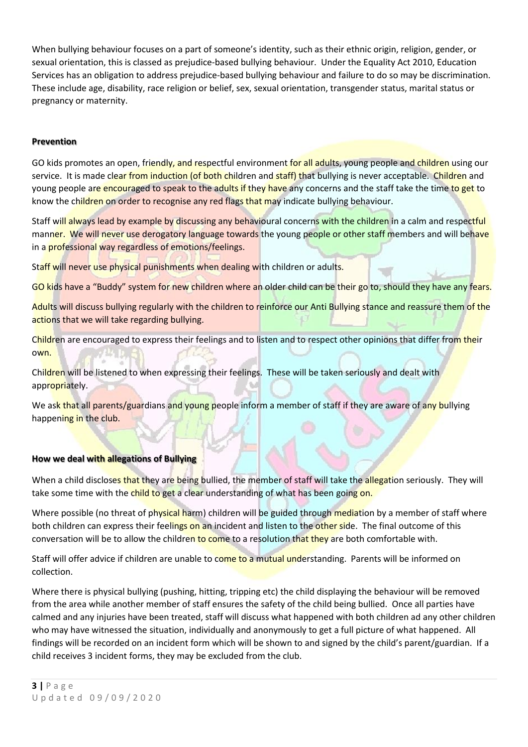When bullying behaviour focuses on a part of someone's identity, such as their ethnic origin, religion, gender, or sexual orientation, this is classed as prejudice-based bullying behaviour. Under the Equality Act 2010, Education Services has an obligation to address prejudice-based bullying behaviour and failure to do so may be discrimination. These include age, disability, race religion or belief, sex, sexual orientation, transgender status, marital status or pregnancy or maternity.

**Prevention**

GO kids promotes an open, friendly, and respectful environment for all adults, young people and children using our service. It is made clear from induction (of both children and staff) that bullying is never acceptable. Children and young people are encouraged to speak to the adults if they have any concerns and the staff take the time to get to know the children on order to recognise any red flags that may indicate bullying behaviour.

Staff will always lead by example by discussing any behavioural concerns with the children in a calm and respectful manner. We will never use derogatory language towards the young people or other staff members and will behave in a professional way regardless of emotions/feelings.

Staff will never use physical punishments when dealing with children or adults.

GO kids have a "Buddy" system for new children where an older child can be their go to, should they have any fears.

Adults will discuss bullying regularly with the children to reinforce our Anti Bullying stance and reassure them of the actions that we will take regarding bullying.

Children are encouraged to express their feelings and to listen and to respect other opinions that differ from their own.

Children will be listened to when expressing their feelings. These will be taken seriously and dealt with appropriately.

We ask that all parents/guardians and young people inform a member of staff if they are aware of any bullying happening in the club.

**How we deal with allegations of Bullying**

When a child discloses that they are being bullied, the member of staff will take the allegation seriously. They will take some time with the child to get a clear understanding of what has been going on.

Where possible (no threat of physical harm) children will be guided through mediation by a member of staff where both children can express their feelings on an incident and listen to the other side. The final outcome of this conversation will be to allow the children to come to a resolution that they are both comfortable with.

Staff will offer advice if children are unable to come to a mutual understanding. Parents will be informed on collection.

Where there is physical bullying (pushing, hitting, tripping etc) the child displaying the behaviour will be removed from the area while another member of staff ensures the safety of the child being bullied. Once all parties have calmed and any injuries have been treated, staff will discuss what happened with both children ad any other children who may have witnessed the situation, individually and anonymously to get a full picture of what happened. All findings will be recorded on an incident form which will be shown to and signed by the child's parent/guardian. If a child receives 3 incident forms, they may be excluded from the club.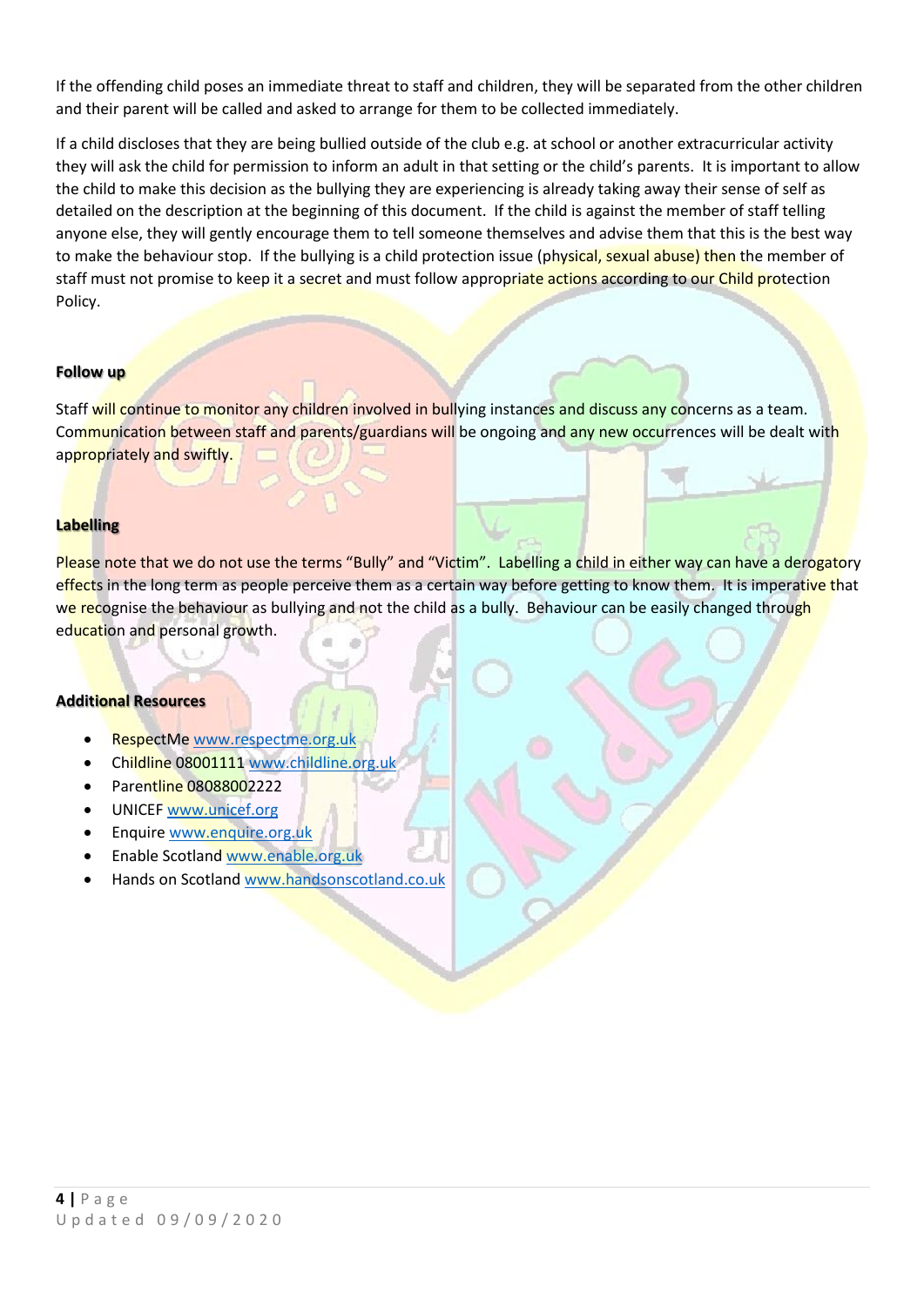If the offending child poses an immediate threat to staff and children, they will be separated from the other children and their parent will be called and asked to arrange for them to be collected immediately.

If a child discloses that they are being bullied outside of the club e.g. at school or another extracurricular activity they will ask the child for permission to inform an adult in that setting or the child's parents. It is important to allow the child to make this decision as the bullying they are experiencing is already taking away their sense of self as detailed on the description at the beginning of this document. If the child is against the member of staff telling anyone else, they will gently encourage them to tell someone themselves and advise them that this is the best way to make the behaviour stop. If the bullying is a child protection issue (physical, sexual abuse) then the member of staff must not promise to keep it a secret and must follow appropriate actions according to our Child protection Policy.

**Follow up**

Staff will continue to monitor any children involved in bullying instances and discuss any concerns as a team. Communication between staff and parents/guardians will be ongoing and any new occurrences will be dealt with appropriately and swiftly.

**Labelling**

Please note that we do not use the terms "Bully" and "Victim". Labelling a child in either way can have a derogatory effects in the long term as people perceive them as a certain way before getting to know them. It is imperative that we recognise the behaviour as bullying and not the child as a bully. Behaviour can be easily changed through education and personal growth.

**Additional Resources**

- RespectMe www.respectme.org.uk
- Childline 08001111 www.childline.org.uk
- Parentline 08088002222
- UNICEF www.unicef.org
- Enquire www.enquire.org.uk
- Enable Scotland www.enable.org.uk
- Hands on Scotland www.handsonscotland.co.uk

Updated 09/09/2020